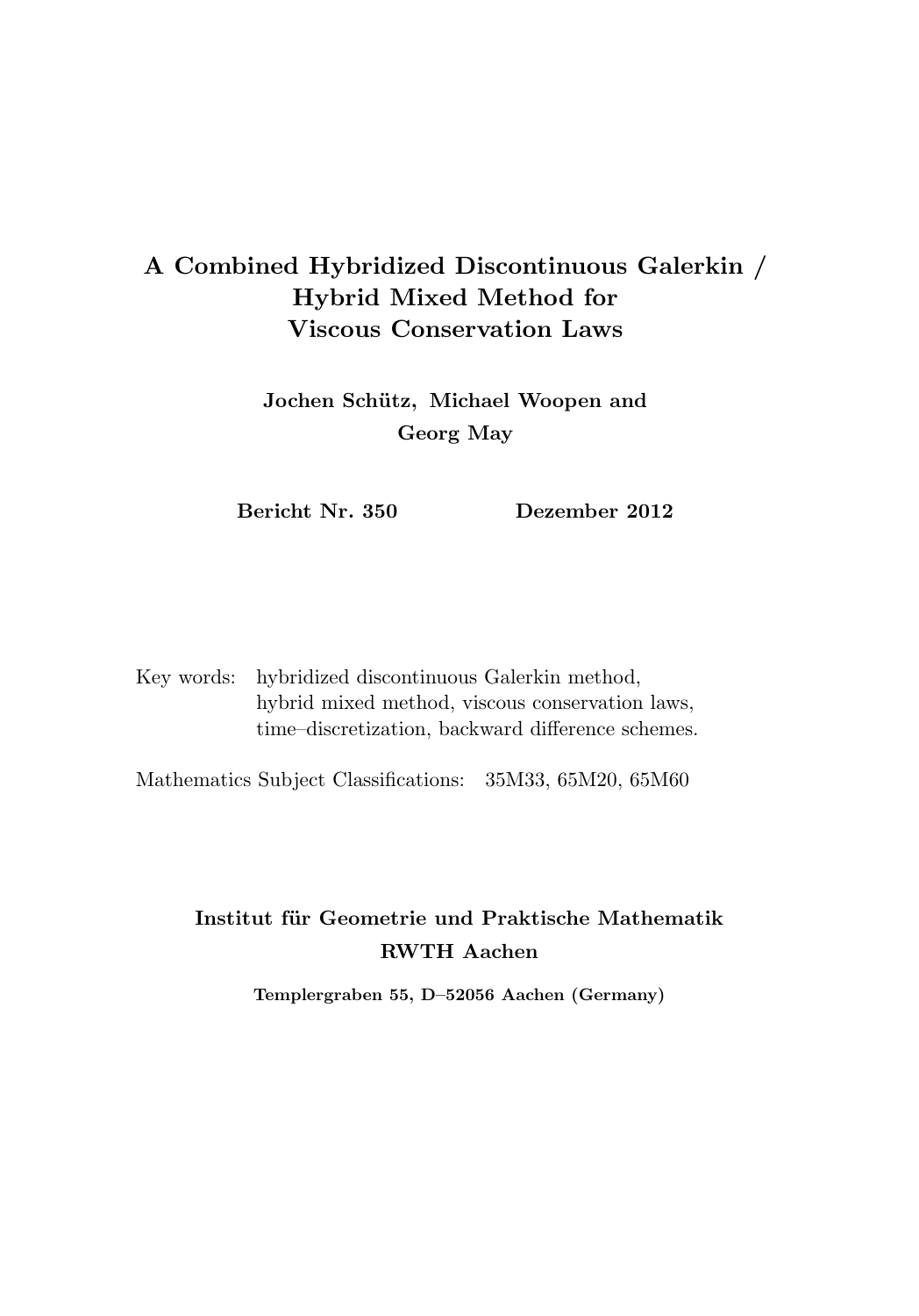# A Combined Hybridized Discontinuous Galerkin / Hybrid Mixed Method for Viscous Conservation Laws

**Jochen Schütz, Michael Woopen and Georg May**

**Bericht Nr. 350** **Dezember 2012**

Key words: hybridized discontinuous Galerkin method, hybrid mixed method, viscous conservation laws, time–discretization, backward difference schemes.

Mathematics Subject Classifications: 35M33, 65M20, 65M60

**Institut für Geometrie und Praktische Mathematik**
**RWTH Aachen**

**Templergraben 55, D–52056 Aachen (Germany)**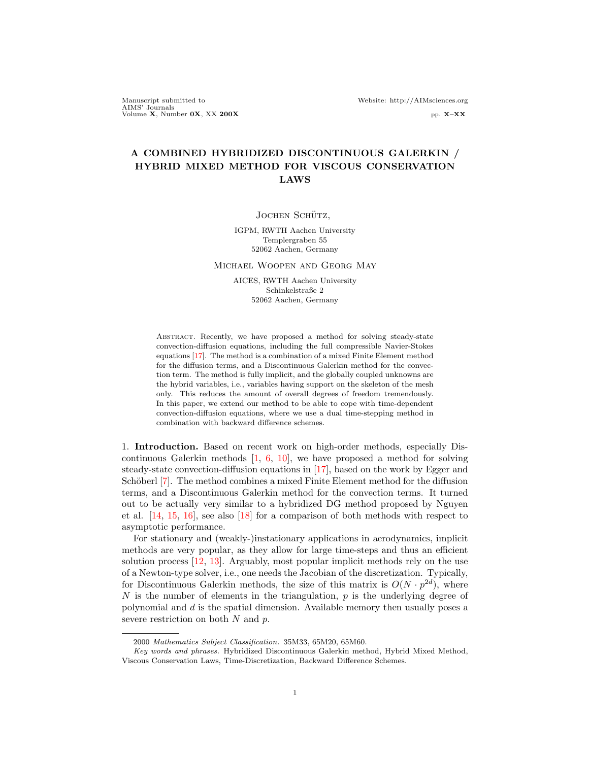# A COMBINED HYBRIDIZED DISCONTINUOUS GALERKIN / HYBRID MIXED METHOD FOR VISCOUS CONSERVATION LAWS

Jochen Schütz,

IGPM, RWTH Aachen University
Templergraben 55
52062 Aachen, Germany

Michael Woopen and Georg May

AICES, RWTH Aachen University
Schinkelstraße 2
52062 Aachen, Germany

Abstract. Recently, we have proposed a method for solving steady-state convection-diffusion equations, including the full compressible Navier-Stokes equations [17]. The method is a combination of a mixed Finite Element method for the diffusion terms, and a Discontinuous Galerkin method for the convection term. The method is fully implicit, and the globally coupled unknowns are the hybrid variables, i.e., variables having support on the skeleton of the mesh only. This reduces the amount of overall degrees of freedom tremendously. In this paper, we extend our method to be able to cope with time-dependent convection-diffusion equations, where we use a dual time-stepping method in combination with backward difference schemes.

## 1. Introduction.

Based on recent work on high-order methods, especially Discontinuous Galerkin methods [1, 6, 10], we have proposed a method for solving steady-state convection-diffusion equations in [17], based on the work by Egger and Schöberl [7]. The method combines a mixed Finite Element method for the diffusion terms, and a Discontinuous Galerkin method for the convection terms. It turned out to be actually very similar to a hybridized DG method proposed by Nguyen et al. [14, 15, 16], see also [18] for a comparison of both methods with respect to asymptotic performance.

For stationary and (weakly-)instationary applications in aerodynamics, implicit methods are very popular, as they allow for large time-steps and thus an efficient solution process [12, 13]. Arguably, most popular implicit methods rely on the use of a Newton-type solver, i.e., one needs the Jacobian of the discretization. Typically, for Discontinuous Galerkin methods, the size of this matrix is $O(N \cdot p^{2d})$, where $N$ is the number of elements in the triangulation, $p$ is the underlying degree of polynomial and $d$ is the spatial dimension. Available memory then usually poses a severe restriction on both $N$ and $p$.

2000 *Mathematics Subject Classification.* 35M33, 65M20, 65M60.

*Key words and phrases.* Hybridized Discontinuous Galerkin method, Hybrid Mixed Method, Viscous Conservation Laws, Time-Discretization, Backward Difference Schemes.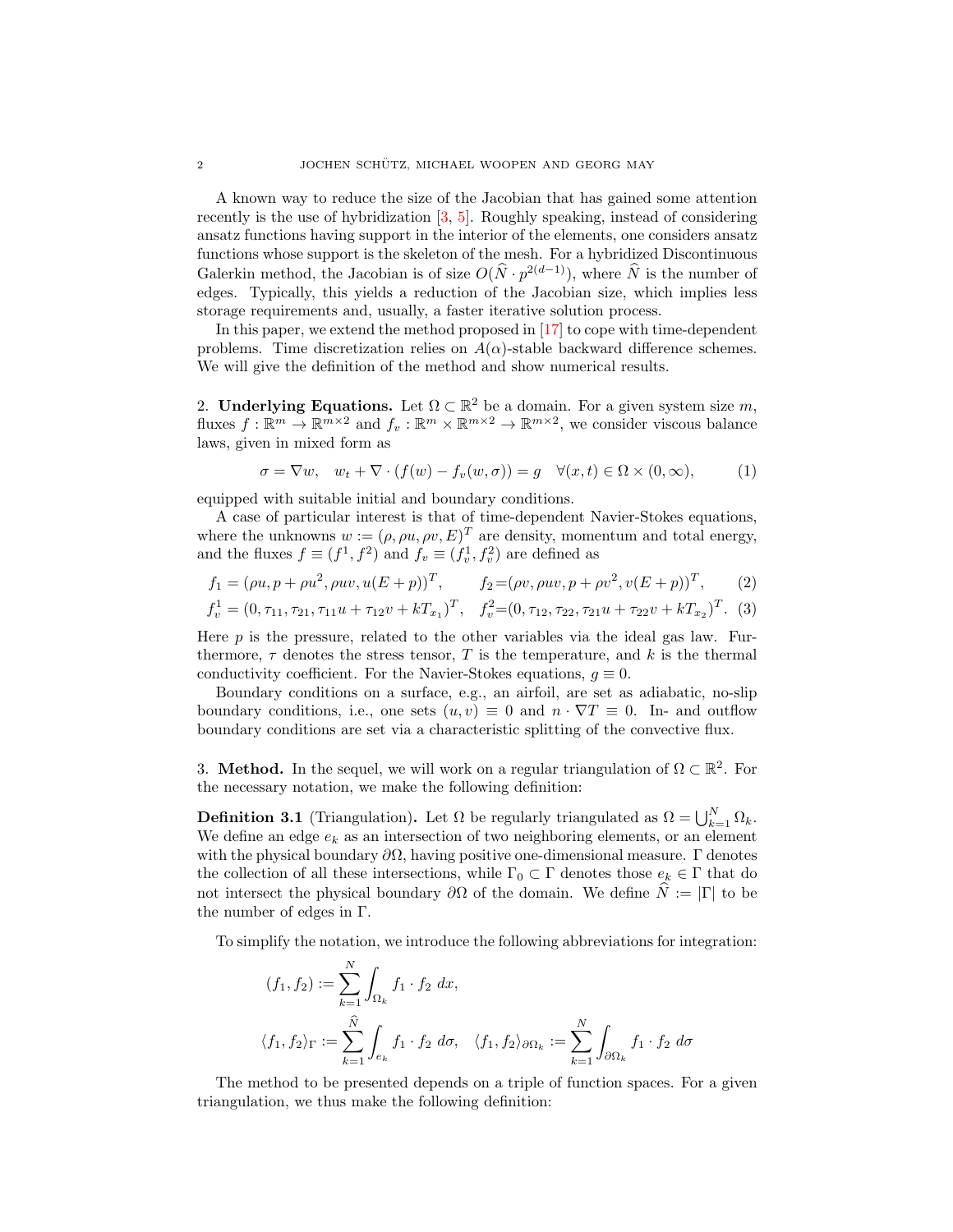A known way to reduce the size of the Jacobian that has gained some attention recently is the use of hybridization [3, 5]. Roughly speaking, instead of considering ansatz functions having support in the interior of the elements, one considers ansatz functions whose support is the skeleton of the mesh. For a hybridized Discontinuous Galerkin method, the Jacobian is of size $O(\widehat{N} \cdot p^{2(d-1)})$, where $\widehat{N}$ is the number of edges. Typically, this yields a reduction of the Jacobian size, which implies less storage requirements and, usually, a faster iterative solution process.

In this paper, we extend the method proposed in [17] to cope with time-dependent problems. Time discretization relies on $A(\alpha)$-stable backward difference schemes. We will give the definition of the method and show numerical results.

## 2. Underlying Equations.

Let $\Omega \subset \mathbb{R}^2$ be a domain. For a given system size $m$, fluxes $f : \mathbb{R}^m \to \mathbb{R}^{m\times 2}$ and $f_v : \mathbb{R}^m \times \mathbb{R}^{m\times 2} \to \mathbb{R}^{m\times 2}$, we consider viscous balance laws, given in mixed form as

$$\sigma = \nabla w, \quad w_t + \nabla \cdot (f(w) - f_v(w, \sigma)) = g \quad \forall (x,t) \in \Omega \times (0, \infty), \tag{1}$$

equipped with suitable initial and boundary conditions.

A case of particular interest is that of time-dependent Navier-Stokes equations, where the unknowns $w := (\rho, \rho u, \rho v, E)^T$ are density, momentum and total energy, and the fluxes $f \equiv (f^1, f^2)$ and $f_v \equiv (f_v^1, f_v^2)$ are defined as

$$f_1 = (\rho u, p + \rho u^2, \rho uv, u(E+p))^T, \qquad f_2 = (\rho v, \rho uv, p + \rho v^2, v(E+p))^T, \tag{2}$$

$$f_v^1 = (0, \tau_{11}, \tau_{21}, \tau_{11} u + \tau_{12} v + kT_{x_1})^T, \quad f_v^2 = (0, \tau_{12}, \tau_{22}, \tau_{21} u + \tau_{22} v + kT_{x_2})^T. \tag{3}$$

Here $p$ is the pressure, related to the other variables via the ideal gas law. Furthermore, $\tau$ denotes the stress tensor, $T$ is the temperature, and $k$ is the thermal conductivity coefficient. For the Navier-Stokes equations, $g \equiv 0$.

Boundary conditions on a surface, e.g., an airfoil, are set as adiabatic, no-slip boundary conditions, i.e., one sets $(u, v) \equiv 0$ and $n \cdot \nabla T \equiv 0$. In- and outflow boundary conditions are set via a characteristic splitting of the convective flux.

## 3. Method.

In the sequel, we will work on a regular triangulation of $\Omega \subset \mathbb{R}^2$. For the necessary notation, we make the following definition:

**Definition 3.1** (Triangulation)**.** Let $\Omega$ be regularly triangulated as $\Omega = \bigcup_{k=1}^N \Omega_k$. We define an edge $e_k$ as an intersection of two neighboring elements, or an element with the physical boundary $\partial\Omega$, having positive one-dimensional measure. $\Gamma$ denotes the collection of all these intersections, while $\Gamma_0 \subset \Gamma$ denotes those $e_k \in \Gamma$ that do not intersect the physical boundary $\partial\Omega$ of the domain. We define $\widehat{N} := |\Gamma|$ to be the number of edges in $\Gamma$.

To simplify the notation, we introduce the following abbreviations for integration:

$$(f_1, f_2) := \sum_{k=1}^N \int_{\Omega_k} f_1 \cdot f_2 \; dx,$$

$$\langle f_1, f_2 \rangle_\Gamma := \sum_{k=1}^{\widehat{N}} \int_{e_k} f_1 \cdot f_2 \; d\sigma, \quad \langle f_1, f_2 \rangle_{\partial\Omega_k} := \sum_{k=1}^N \int_{\partial\Omega_k} f_1 \cdot f_2 \; d\sigma$$

The method to be presented depends on a triple of function spaces. For a given triangulation, we thus make the following definition: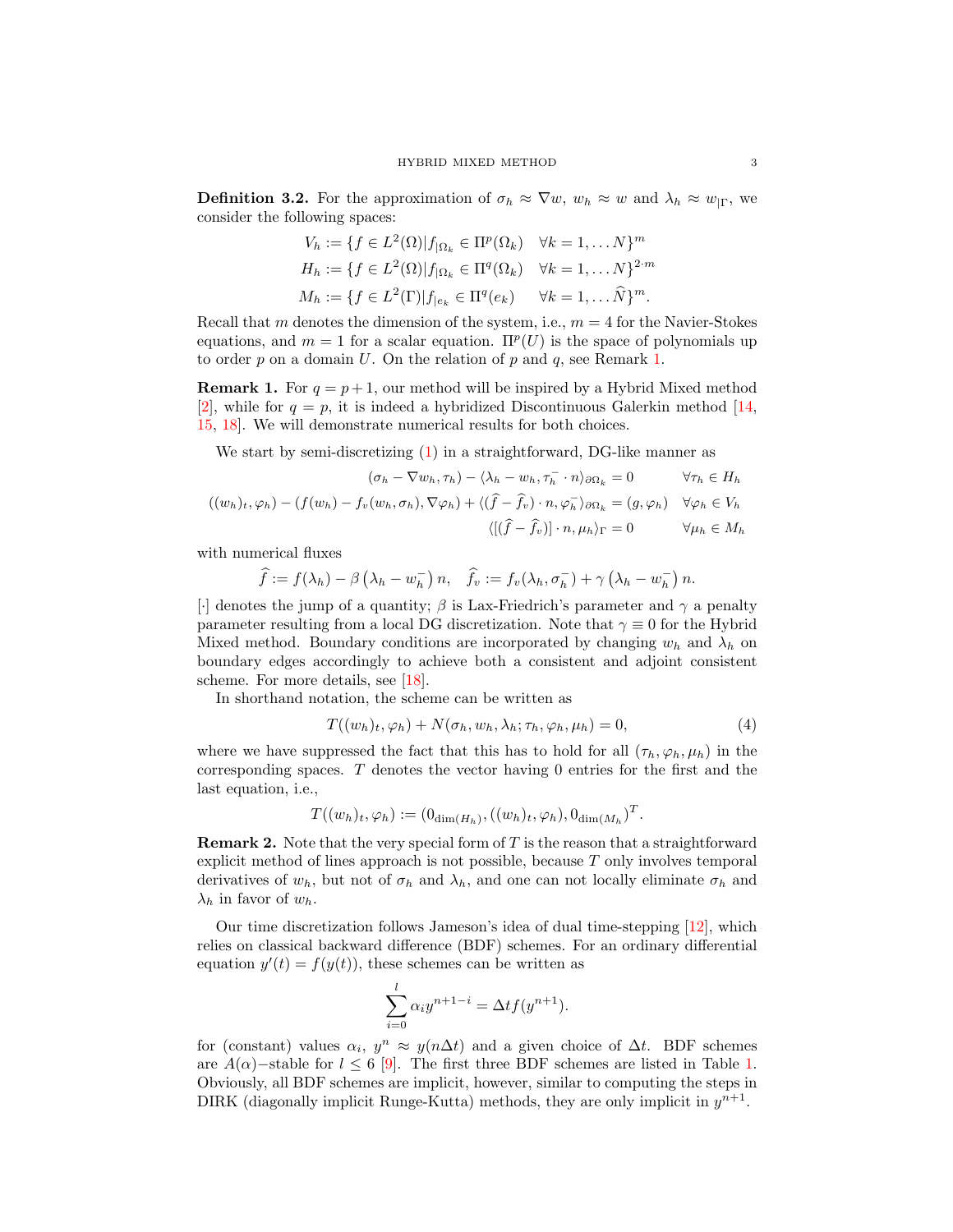**Definition 3.2.** For the approximation of $\sigma_h \approx \nabla w$, $w_h \approx w$ and $\lambda_h \approx w_{|\Gamma}$, we consider the following spaces:

$$
\begin{aligned}
V_h &:= \{f \in L^2(\Omega) | f_{|\Omega_k} \in \Pi^p(\Omega_k) \quad \forall k = 1, \dots N\}^m \\
H_h &:= \{f \in L^2(\Omega) | f_{|\Omega_k} \in \Pi^q(\Omega_k) \quad \forall k = 1, \dots N\}^{2 \cdot m} \\
M_h &:= \{f \in L^2(\Gamma) | f_{|e_k} \in \Pi^q(e_k) \quad \forall k = 1, \dots \widehat{N}\}^m.
\end{aligned}
$$

Recall that $m$ denotes the dimension of the system, i.e., $m = 4$ for the Navier-Stokes equations, and $m = 1$ for a scalar equation. $\Pi^p(U)$ is the space of polynomials up to order $p$ on a domain $U$. On the relation of $p$ and $q$, see Remark 1.

**Remark 1.** For $q = p + 1$, our method will be inspired by a Hybrid Mixed method [2], while for $q = p$, it is indeed a hybridized Discontinuous Galerkin method [14, 15, 18]. We will demonstrate numerical results for both choices.

We start by semi-discretizing (1) in a straightforward, DG-like manner as

$$
\begin{aligned}
(\sigma_h - \nabla w_h, \tau_h) - \langle \lambda_h - w_h, \tau_h^- \cdot n \rangle_{\partial \Omega_k} &= 0 \qquad \forall \tau_h \in H_h \\
((w_h)_t, \varphi_h) - (f(w_h) - f_v(w_h, \sigma_h), \nabla \varphi_h) + \langle (\widehat{f} - \widehat{f}_v) \cdot n, \varphi_h^- \rangle_{\partial \Omega_k} &= (g, \varphi_h) \quad \forall \varphi_h \in V_h \\
\langle [(\widehat{f} - \widehat{f}_v)] \cdot n, \mu_h \rangle_\Gamma &= 0 \qquad \forall \mu_h \in M_h
\end{aligned}
$$

with numerical fluxes

$$
\widehat{f} := f(\lambda_h) - \beta \left(\lambda_h - w_h^-\right) n, \quad \widehat{f}_v := f_v(\lambda_h, \sigma_h^-) + \gamma \left(\lambda_h - w_h^-\right) n.
$$

$[\cdot]$ denotes the jump of a quantity; $\beta$ is Lax-Friedrich's parameter and $\gamma$ a penalty parameter resulting from a local DG discretization. Note that $\gamma \equiv 0$ for the Hybrid Mixed method. Boundary conditions are incorporated by changing $w_h$ and $\lambda_h$ on boundary edges accordingly to achieve both a consistent and adjoint consistent scheme. For more details, see [18].

In shorthand notation, the scheme can be written as

$$
T((w_h)_t, \varphi_h) + N(\sigma_h, w_h, \lambda_h; \tau_h, \varphi_h, \mu_h) = 0, \tag{4}
$$

where we have suppressed the fact that this has to hold for all $(\tau_h, \varphi_h, \mu_h)$ in the corresponding spaces. $T$ denotes the vector having 0 entries for the first and the last equation, i.e.,

$$
T((w_h)_t, \varphi_h) := (0_{\dim(H_h)}, ((w_h)_t, \varphi_h), 0_{\dim(M_h)})^T.
$$

**Remark 2.** Note that the very special form of $T$ is the reason that a straightforward explicit method of lines approach is not possible, because $T$ only involves temporal derivatives of $w_h$, but not of $\sigma_h$ and $\lambda_h$, and one can not locally eliminate $\sigma_h$ and $\lambda_h$ in favor of $w_h$.

Our time discretization follows Jameson's idea of dual time-stepping [12], which relies on classical backward difference (BDF) schemes. For an ordinary differential equation $y'(t) = f(y(t))$, these schemes can be written as

$$
\sum_{i=0}^{l} \alpha_i y^{n+1-i} = \Delta t f(y^{n+1}).
$$

for (constant) values $\alpha_i$, $y^n \approx y(n\Delta t)$ and a given choice of $\Delta t$. BDF schemes are $A(\alpha)-$stable for $l \le 6$ [9]. The first three BDF schemes are listed in Table 1. Obviously, all BDF schemes are implicit, however, similar to computing the steps in DIRK (diagonally implicit Runge-Kutta) methods, they are only implicit in $y^{n+1}$.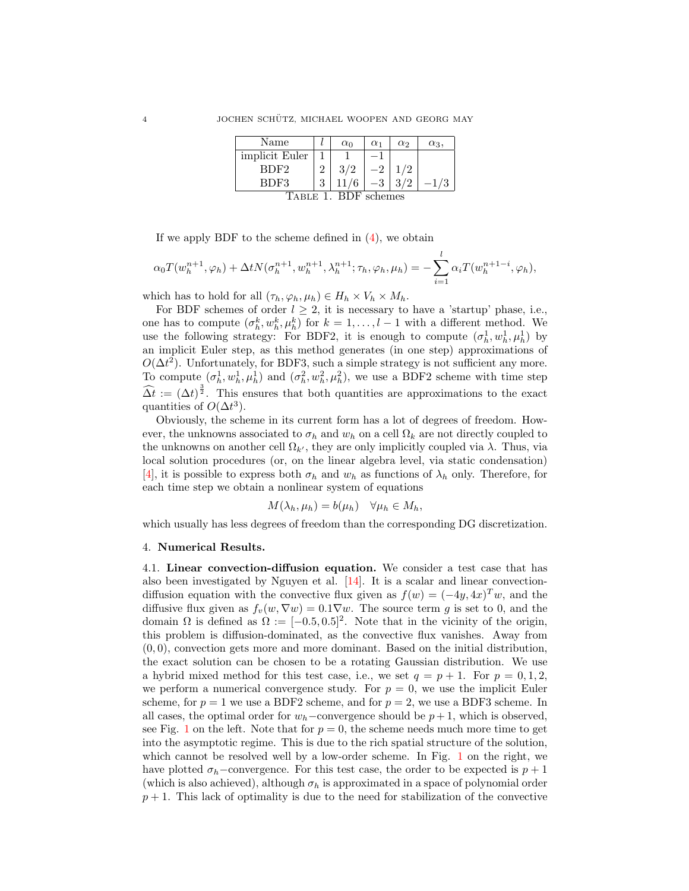| Name | $l$ | $\alpha_0$ | $\alpha_1$ | $\alpha_2$ | $\alpha_3$, |
|---|---|---|---|---|---|
| implicit Euler | 1 | 1 | $-1$ | | |
| BDF2 | 2 | $3/2$ | $-2$ | $1/2$ | |
| BDF3 | 3 | $11/6$ | $-3$ | $3/2$ | $-1/3$ |

Table 1. BDF schemes

If we apply BDF to the scheme defined in (4), we obtain

$$\alpha_0 T(w_h^{n+1}, \varphi_h) + \Delta t N(\sigma_h^{n+1}, w_h^{n+1}, \lambda_h^{n+1}; \tau_h, \varphi_h, \mu_h) = -\sum_{i=1}^{l} \alpha_i T(w_h^{n+1-i}, \varphi_h),$$

which has to hold for all $(\tau_h, \varphi_h, \mu_h) \in H_h \times V_h \times M_h$.

For BDF schemes of order $l \geq 2$, it is necessary to have a 'startup' phase, i.e., one has to compute $(\sigma_h^k, w_h^k, \mu_h^k)$ for $k = 1, \ldots, l-1$ with a different method. We use the following strategy: For BDF2, it is enough to compute $(\sigma_h^1, w_h^1, \mu_h^1)$ by an implicit Euler step, as this method generates (in one step) approximations of $O(\Delta t^2)$. Unfortunately, for BDF3, such a simple strategy is not sufficient any more. To compute $(\sigma_h^1, w_h^1, \mu_h^1)$ and $(\sigma_h^2, w_h^2, \mu_h^2)$, we use a BDF2 scheme with time step $\widehat{\Delta t} := (\Delta t)^{\frac{3}{2}}$. This ensures that both quantities are approximations to the exact quantities of $O(\Delta t^3)$.

Obviously, the scheme in its current form has a lot of degrees of freedom. However, the unknowns associated to $\sigma_h$ and $w_h$ on a cell $\Omega_k$ are not directly coupled to the unknowns on another cell $\Omega_{k'}$, they are only implicitly coupled via $\lambda$. Thus, via local solution procedures (or, on the linear algebra level, via static condensation) [4], it is possible to express both $\sigma_h$ and $w_h$ as functions of $\lambda_h$ only. Therefore, for each time step we obtain a nonlinear system of equations

$$M(\lambda_h, \mu_h) = b(\mu_h) \quad \forall \mu_h \in M_h,$$

which usually has less degrees of freedom than the corresponding DG discretization.

## 4. Numerical Results.

### 4.1. Linear convection-diffusion equation.

We consider a test case that has also been investigated by Nguyen et al. [14]. It is a scalar and linear convection-diffusion equation with the convective flux given as $f(w) = (-4y, 4x)^T w$, and the diffusive flux given as $f_v(w, \nabla w) = 0.1\nabla w$. The source term $g$ is set to 0, and the domain $\Omega$ is defined as $\Omega := [-0.5, 0.5]^2$. Note that in the vicinity of the origin, this problem is diffusion-dominated, as the convective flux vanishes. Away from $(0,0)$, convection gets more and more dominant. Based on the initial distribution, the exact solution can be chosen to be a rotating Gaussian distribution. We use a hybrid mixed method for this test case, i.e., we set $q = p+1$. For $p = 0, 1, 2$, we perform a numerical convergence study. For $p = 0$, we use the implicit Euler scheme, for $p = 1$ we use a BDF2 scheme, and for $p = 2$, we use a BDF3 scheme. In all cases, the optimal order for $w_h-$convergence should be $p+1$, which is observed, see Fig. 1 on the left. Note that for $p = 0$, the scheme needs much more time to get into the asymptotic regime. This is due to the rich spatial structure of the solution, which cannot be resolved well by a low-order scheme. In Fig. 1 on the right, we have plotted $\sigma_h-$convergence. For this test case, the order to be expected is $p+1$ (which is also achieved), although $\sigma_h$ is approximated in a space of polynomial order $p+1$. This lack of optimality is due to the need for stabilization of the convective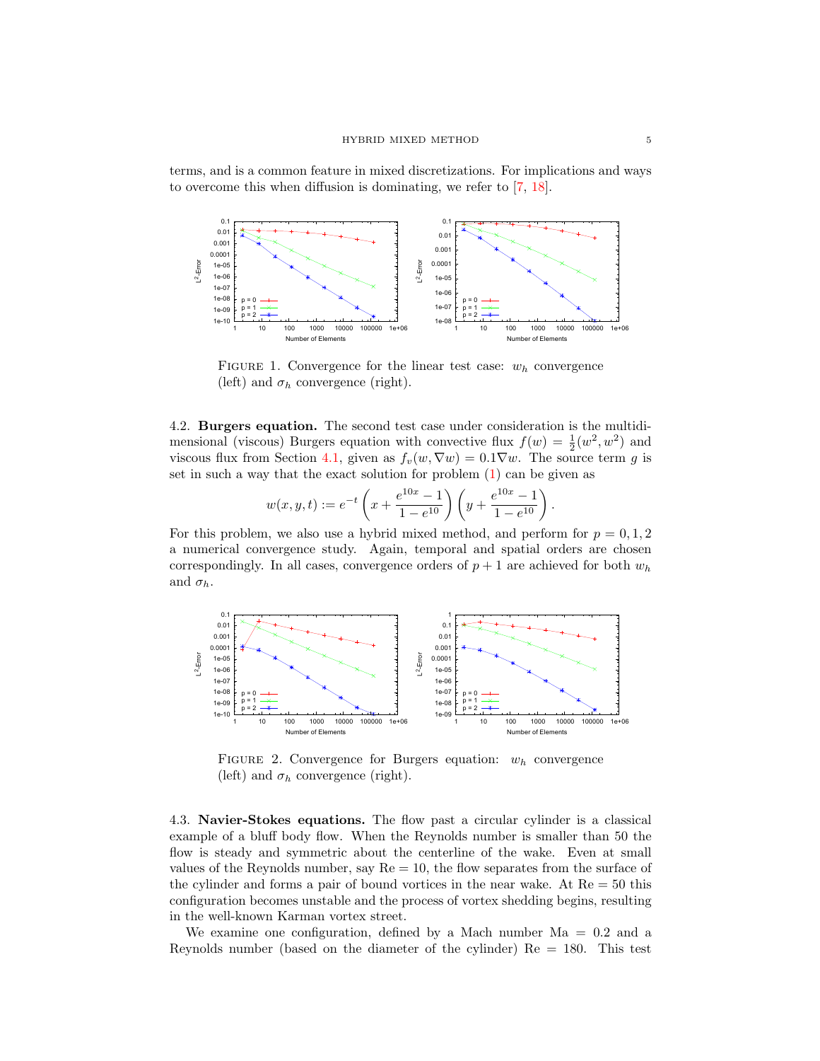terms, and is a common feature in mixed discretizations. For implications and ways to overcome this when diffusion is dominating, we refer to [7, 18].

FIGURE 1. Convergence for the linear test case: $w_h$ convergence (left) and $\sigma_h$ convergence (right).

**4.2. Burgers equation.** The second test case under consideration is the multidimensional (viscous) Burgers equation with convective flux $f(w) = \frac{1}{2}(w^2, w^2)$ and viscous flux from Section 4.1, given as $f_v(w, \nabla w) = 0.1\nabla w$. The source term $g$ is set in such a way that the exact solution for problem (1) can be given as

$$w(x, y, t) := e^{-t}\left(x + \frac{e^{10x} - 1}{1 - e^{10}}\right)\left(y + \frac{e^{10x} - 1}{1 - e^{10}}\right).$$

For this problem, we also use a hybrid mixed method, and perform for $p = 0, 1, 2$ a numerical convergence study. Again, temporal and spatial orders are chosen correspondingly. In all cases, convergence orders of $p + 1$ are achieved for both $w_h$ and $\sigma_h$.

FIGURE 2. Convergence for Burgers equation: $w_h$ convergence (left) and $\sigma_h$ convergence (right).

**4.3. Navier-Stokes equations.** The flow past a circular cylinder is a classical example of a bluff body flow. When the Reynolds number is smaller than 50 the flow is steady and symmetric about the centerline of the wake. Even at small values of the Reynolds number, say Re = 10, the flow separates from the surface of the cylinder and forms a pair of bound vortices in the near wake. At Re = 50 this configuration becomes unstable and the process of vortex shedding begins, resulting in the well-known Karman vortex street.

We examine one configuration, defined by a Mach number Ma = 0.2 and a Reynolds number (based on the diameter of the cylinder) Re = 180. This test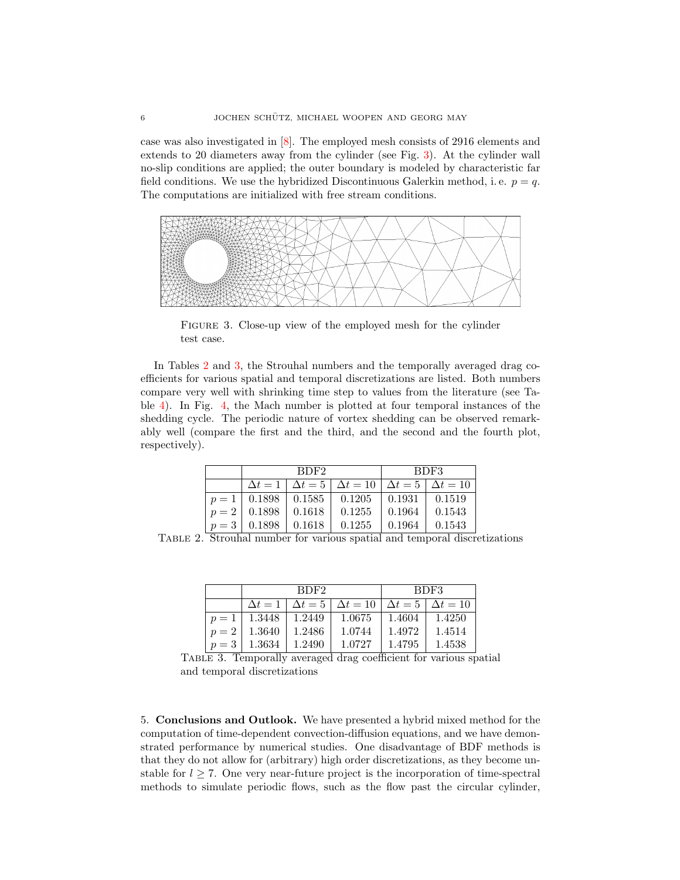case was also investigated in [8]. The employed mesh consists of 2916 elements and extends to 20 diameters away from the cylinder (see Fig. 3). At the cylinder wall no-slip conditions are applied; the outer boundary is modeled by characteristic far field conditions. We use the hybridized Discontinuous Galerkin method, i. e. $p = q$. The computations are initialized with free stream conditions.

Figure 3. Close-up view of the employed mesh for the cylinder test case.

In Tables 2 and 3, the Strouhal numbers and the temporally averaged drag coefficients for various spatial and temporal discretizations are listed. Both numbers compare very well with shrinking time step to values from the literature (see Table 4). In Fig. 4, the Mach number is plotted at four temporal instances of the shedding cycle. The periodic nature of vortex shedding can be observed remarkably well (compare the first and the third, and the second and the fourth plot, respectively).

| | BDF2 | | | BDF3 | |
|---|---|---|---|---|---|
| | $\Delta t = 1$ | $\Delta t = 5$ | $\Delta t = 10$ | $\Delta t = 5$ | $\Delta t = 10$ |
| $p = 1$ | 0.1898 | 0.1585 | 0.1205 | 0.1931 | 0.1519 |
| $p = 2$ | 0.1898 | 0.1618 | 0.1255 | 0.1964 | 0.1543 |
| $p = 3$ | 0.1898 | 0.1618 | 0.1255 | 0.1964 | 0.1543 |

Table 2. Strouhal number for various spatial and temporal discretizations

| | BDF2 | | | BDF3 | |
|---|---|---|---|---|---|
| | $\Delta t = 1$ | $\Delta t = 5$ | $\Delta t = 10$ | $\Delta t = 5$ | $\Delta t = 10$ |
| $p = 1$ | 1.3448 | 1.2449 | 1.0675 | 1.4604 | 1.4250 |
| $p = 2$ | 1.3640 | 1.2486 | 1.0744 | 1.4972 | 1.4514 |
| $p = 3$ | 1.3634 | 1.2490 | 1.0727 | 1.4795 | 1.4538 |

Table 3. Temporally averaged drag coefficient for various spatial and temporal discretizations

5. **Conclusions and Outlook.** We have presented a hybrid mixed method for the computation of time-dependent convection-diffusion equations, and we have demonstrated performance by numerical studies. One disadvantage of BDF methods is that they do not allow for (arbitrary) high order discretizations, as they become unstable for $l \geq 7$. One very near-future project is the incorporation of time-spectral methods to simulate periodic flows, such as the flow past the circular cylinder,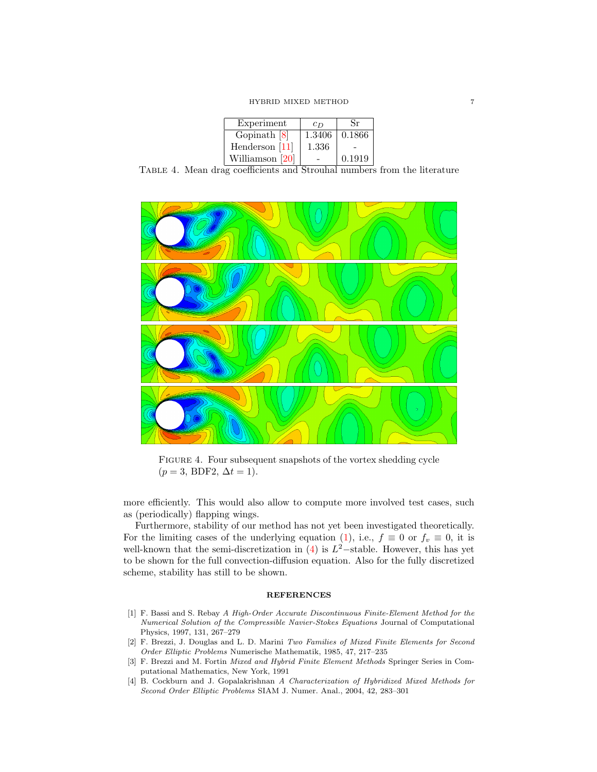| Experiment | $c_D$ | Sr |
|---|---|---|
| Gopinath [8] | 1.3406 | 0.1866 |
| Henderson [11] | 1.336 | - |
| Williamson [20] | - | 0.1919 |

Table 4. Mean drag coefficients and Strouhal numbers from the literature

Figure 4. Four subsequent snapshots of the vortex shedding cycle ($p = 3$, BDF2, $\Delta t = 1$).

more efficiently. This would also allow to compute more involved test cases, such as (periodically) flapping wings.

Furthermore, stability of our method has not yet been investigated theoretically. For the limiting cases of the underlying equation (1), i.e., $f \equiv 0$ or $f_v \equiv 0$, it is well-known that the semi-discretization in (4) is $L^2$−stable. However, this has yet to be shown for the full convection-diffusion equation. Also for the fully discretized scheme, stability has still to be shown.

## REFERENCES

[1] F. Bassi and S. Rebay *A High-Order Accurate Discontinuous Finite-Element Method for the Numerical Solution of the Compressible Navier-Stokes Equations* Journal of Computational Physics, 1997, 131, 267–279

[2] F. Brezzi, J. Douglas and L. D. Marini *Two Families of Mixed Finite Elements for Second Order Elliptic Problems* Numerische Mathematik, 1985, 47, 217–235

[3] F. Brezzi and M. Fortin *Mixed and Hybrid Finite Element Methods* Springer Series in Computational Mathematics, New York, 1991

[4] B. Cockburn and J. Gopalakrishnan *A Characterization of Hybridized Mixed Methods for Second Order Elliptic Problems* SIAM J. Numer. Anal., 2004, 42, 283–301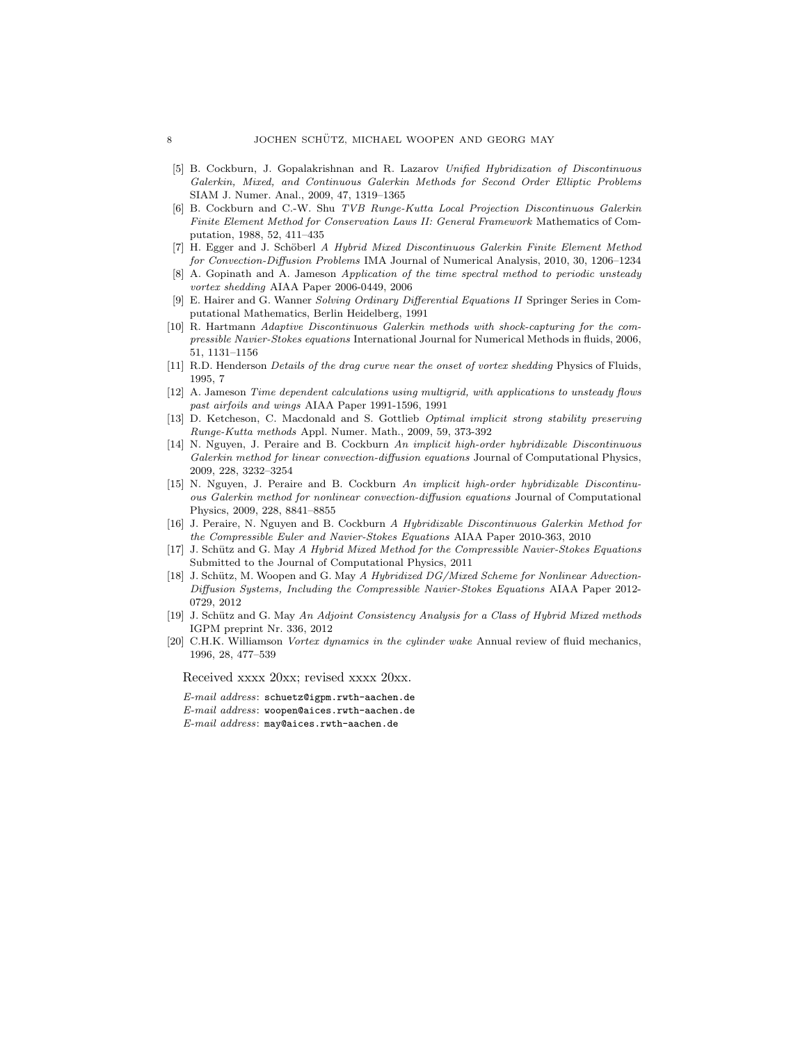[5] B. Cockburn, J. Gopalakrishnan and R. Lazarov *Unified Hybridization of Discontinuous Galerkin, Mixed, and Continuous Galerkin Methods for Second Order Elliptic Problems* SIAM J. Numer. Anal., 2009, 47, 1319–1365

[6] B. Cockburn and C.-W. Shu *TVB Runge-Kutta Local Projection Discontinuous Galerkin Finite Element Method for Conservation Laws II: General Framework* Mathematics of Computation, 1988, 52, 411–435

[7] H. Egger and J. Schöberl *A Hybrid Mixed Discontinuous Galerkin Finite Element Method for Convection-Diffusion Problems* IMA Journal of Numerical Analysis, 2010, 30, 1206–1234

[8] A. Gopinath and A. Jameson *Application of the time spectral method to periodic unsteady vortex shedding* AIAA Paper 2006-0449, 2006

[9] E. Hairer and G. Wanner *Solving Ordinary Differential Equations II* Springer Series in Computational Mathematics, Berlin Heidelberg, 1991

[10] R. Hartmann *Adaptive Discontinuous Galerkin methods with shock-capturing for the compressible Navier-Stokes equations* International Journal for Numerical Methods in fluids, 2006, 51, 1131–1156

[11] R.D. Henderson *Details of the drag curve near the onset of vortex shedding* Physics of Fluids, 1995, 7

[12] A. Jameson *Time dependent calculations using multigrid, with applications to unsteady flows past airfoils and wings* AIAA Paper 1991-1596, 1991

[13] D. Ketcheson, C. Macdonald and S. Gottlieb *Optimal implicit strong stability preserving Runge-Kutta methods* Appl. Numer. Math., 2009, 59, 373-392

[14] N. Nguyen, J. Peraire and B. Cockburn *An implicit high-order hybridizable Discontinuous Galerkin method for linear convection-diffusion equations* Journal of Computational Physics, 2009, 228, 3232–3254

[15] N. Nguyen, J. Peraire and B. Cockburn *An implicit high-order hybridizable Discontinuous Galerkin method for nonlinear convection-diffusion equations* Journal of Computational Physics, 2009, 228, 8841–8855

[16] J. Peraire, N. Nguyen and B. Cockburn *A Hybridizable Discontinuous Galerkin Method for the Compressible Euler and Navier-Stokes Equations* AIAA Paper 2010-363, 2010

[17] J. Schütz and G. May *A Hybrid Mixed Method for the Compressible Navier-Stokes Equations* Submitted to the Journal of Computational Physics, 2011

[18] J. Schütz, M. Woopen and G. May *A Hybridized DG/Mixed Scheme for Nonlinear Advection-Diffusion Systems, Including the Compressible Navier-Stokes Equations* AIAA Paper 2012-0729, 2012

[19] J. Schütz and G. May *An Adjoint Consistency Analysis for a Class of Hybrid Mixed methods* IGPM preprint Nr. 336, 2012

[20] C.H.K. Williamson *Vortex dynamics in the cylinder wake* Annual review of fluid mechanics, 1996, 28, 477–539

Received xxxx 20xx; revised xxxx 20xx.

*E-mail address*: schuetz@igpm.rwth-aachen.de
*E-mail address*: woopen@aices.rwth-aachen.de
*E-mail address*: may@aices.rwth-aachen.de